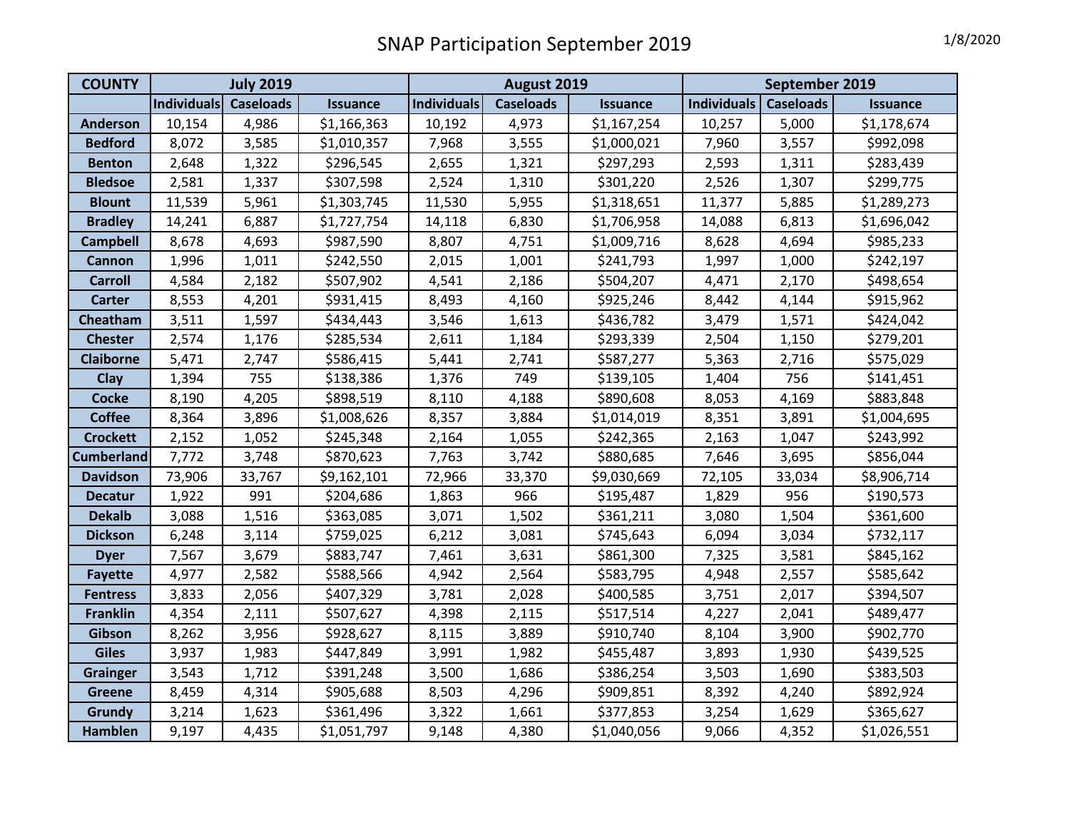# SNAP Participation September 2019

1/8/2020

| COUNTY | July 2019 | | | August 2019 | | | September 2019 | | |
|---|---|---|---|---|---|---|---|---|---|
| | Individuals | Caseloads | Issuance | Individuals | Caseloads | Issuance | Individuals | Caseloads | Issuance |
| Anderson | 10,154 | 4,986 | $1,166,363 | 10,192 | 4,973 | $1,167,254 | 10,257 | 5,000 | $1,178,674 |
| Bedford | 8,072 | 3,585 | $1,010,357 | 7,968 | 3,555 | $1,000,021 | 7,960 | 3,557 | $992,098 |
| Benton | 2,648 | 1,322 | $296,545 | 2,655 | 1,321 | $297,293 | 2,593 | 1,311 | $283,439 |
| Bledsoe | 2,581 | 1,337 | $307,598 | 2,524 | 1,310 | $301,220 | 2,526 | 1,307 | $299,775 |
| Blount | 11,539 | 5,961 | $1,303,745 | 11,530 | 5,955 | $1,318,651 | 11,377 | 5,885 | $1,289,273 |
| Bradley | 14,241 | 6,887 | $1,727,754 | 14,118 | 6,830 | $1,706,958 | 14,088 | 6,813 | $1,696,042 |
| Campbell | 8,678 | 4,693 | $987,590 | 8,807 | 4,751 | $1,009,716 | 8,628 | 4,694 | $985,233 |
| Cannon | 1,996 | 1,011 | $242,550 | 2,015 | 1,001 | $241,793 | 1,997 | 1,000 | $242,197 |
| Carroll | 4,584 | 2,182 | $507,902 | 4,541 | 2,186 | $504,207 | 4,471 | 2,170 | $498,654 |
| Carter | 8,553 | 4,201 | $931,415 | 8,493 | 4,160 | $925,246 | 8,442 | 4,144 | $915,962 |
| Cheatham | 3,511 | 1,597 | $434,443 | 3,546 | 1,613 | $436,782 | 3,479 | 1,571 | $424,042 |
| Chester | 2,574 | 1,176 | $285,534 | 2,611 | 1,184 | $293,339 | 2,504 | 1,150 | $279,201 |
| Claiborne | 5,471 | 2,747 | $586,415 | 5,441 | 2,741 | $587,277 | 5,363 | 2,716 | $575,029 |
| Clay | 1,394 | 755 | $138,386 | 1,376 | 749 | $139,105 | 1,404 | 756 | $141,451 |
| Cocke | 8,190 | 4,205 | $898,519 | 8,110 | 4,188 | $890,608 | 8,053 | 4,169 | $883,848 |
| Coffee | 8,364 | 3,896 | $1,008,626 | 8,357 | 3,884 | $1,014,019 | 8,351 | 3,891 | $1,004,695 |
| Crockett | 2,152 | 1,052 | $245,348 | 2,164 | 1,055 | $242,365 | 2,163 | 1,047 | $243,992 |
| Cumberland | 7,772 | 3,748 | $870,623 | 7,763 | 3,742 | $880,685 | 7,646 | 3,695 | $856,044 |
| Davidson | 73,906 | 33,767 | $9,162,101 | 72,966 | 33,370 | $9,030,669 | 72,105 | 33,034 | $8,906,714 |
| Decatur | 1,922 | 991 | $204,686 | 1,863 | 966 | $195,487 | 1,829 | 956 | $190,573 |
| Dekalb | 3,088 | 1,516 | $363,085 | 3,071 | 1,502 | $361,211 | 3,080 | 1,504 | $361,600 |
| Dickson | 6,248 | 3,114 | $759,025 | 6,212 | 3,081 | $745,643 | 6,094 | 3,034 | $732,117 |
| Dyer | 7,567 | 3,679 | $883,747 | 7,461 | 3,631 | $861,300 | 7,325 | 3,581 | $845,162 |
| Fayette | 4,977 | 2,582 | $588,566 | 4,942 | 2,564 | $583,795 | 4,948 | 2,557 | $585,642 |
| Fentress | 3,833 | 2,056 | $407,329 | 3,781 | 2,028 | $400,585 | 3,751 | 2,017 | $394,507 |
| Franklin | 4,354 | 2,111 | $507,627 | 4,398 | 2,115 | $517,514 | 4,227 | 2,041 | $489,477 |
| Gibson | 8,262 | 3,956 | $928,627 | 8,115 | 3,889 | $910,740 | 8,104 | 3,900 | $902,770 |
| Giles | 3,937 | 1,983 | $447,849 | 3,991 | 1,982 | $455,487 | 3,893 | 1,930 | $439,525 |
| Grainger | 3,543 | 1,712 | $391,248 | 3,500 | 1,686 | $386,254 | 3,503 | 1,690 | $383,503 |
| Greene | 8,459 | 4,314 | $905,688 | 8,503 | 4,296 | $909,851 | 8,392 | 4,240 | $892,924 |
| Grundy | 3,214 | 1,623 | $361,496 | 3,322 | 1,661 | $377,853 | 3,254 | 1,629 | $365,627 |
| Hamblen | 9,197 | 4,435 | $1,051,797 | 9,148 | 4,380 | $1,040,056 | 9,066 | 4,352 | $1,026,551 |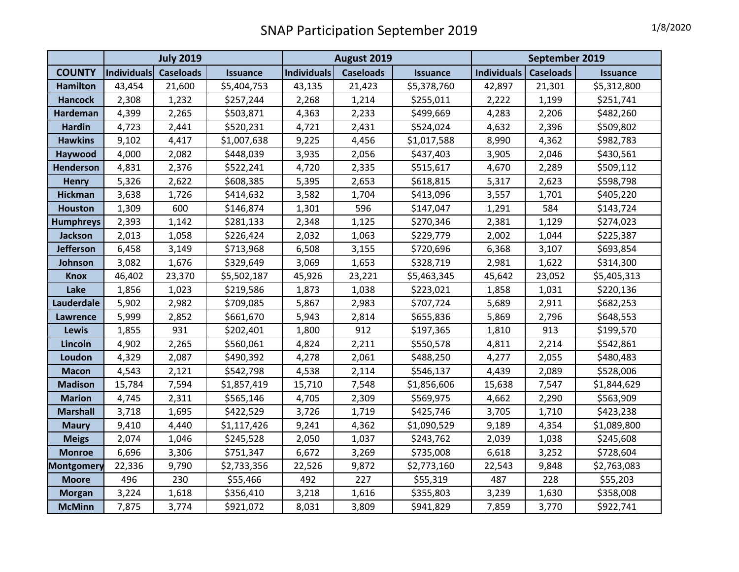# SNAP Participation September 2019

1/8/2020

| | July 2019 | | | August 2019 | | | September 2019 | | |
|---|---|---|---|---|---|---|---|---|---|
| COUNTY | Individuals | Caseloads | Issuance | Individuals | Caseloads | Issuance | Individuals | Caseloads | Issuance |
| Hamilton | 43,454 | 21,600 | $5,404,753 | 43,135 | 21,423 | $5,378,760 | 42,897 | 21,301 | $5,312,800 |
| Hancock | 2,308 | 1,232 | $257,244 | 2,268 | 1,214 | $255,011 | 2,222 | 1,199 | $251,741 |
| Hardeman | 4,399 | 2,265 | $503,871 | 4,363 | 2,233 | $499,669 | 4,283 | 2,206 | $482,260 |
| Hardin | 4,723 | 2,441 | $520,231 | 4,721 | 2,431 | $524,024 | 4,632 | 2,396 | $509,802 |
| Hawkins | 9,102 | 4,417 | $1,007,638 | 9,225 | 4,456 | $1,017,588 | 8,990 | 4,362 | $982,783 |
| Haywood | 4,000 | 2,082 | $448,039 | 3,935 | 2,056 | $437,403 | 3,905 | 2,046 | $430,561 |
| Henderson | 4,831 | 2,376 | $522,241 | 4,720 | 2,335 | $515,617 | 4,670 | 2,289 | $509,112 |
| Henry | 5,326 | 2,622 | $608,385 | 5,395 | 2,653 | $618,815 | 5,317 | 2,623 | $598,798 |
| Hickman | 3,638 | 1,726 | $414,632 | 3,582 | 1,704 | $413,096 | 3,557 | 1,701 | $405,220 |
| Houston | 1,309 | 600 | $146,874 | 1,301 | 596 | $147,047 | 1,291 | 584 | $143,724 |
| Humphreys | 2,393 | 1,142 | $281,133 | 2,348 | 1,125 | $270,346 | 2,381 | 1,129 | $274,023 |
| Jackson | 2,013 | 1,058 | $226,424 | 2,032 | 1,063 | $229,779 | 2,002 | 1,044 | $225,387 |
| Jefferson | 6,458 | 3,149 | $713,968 | 6,508 | 3,155 | $720,696 | 6,368 | 3,107 | $693,854 |
| Johnson | 3,082 | 1,676 | $329,649 | 3,069 | 1,653 | $328,719 | 2,981 | 1,622 | $314,300 |
| Knox | 46,402 | 23,370 | $5,502,187 | 45,926 | 23,221 | $5,463,345 | 45,642 | 23,052 | $5,405,313 |
| Lake | 1,856 | 1,023 | $219,586 | 1,873 | 1,038 | $223,021 | 1,858 | 1,031 | $220,136 |
| Lauderdale | 5,902 | 2,982 | $709,085 | 5,867 | 2,983 | $707,724 | 5,689 | 2,911 | $682,253 |
| Lawrence | 5,999 | 2,852 | $661,670 | 5,943 | 2,814 | $655,836 | 5,869 | 2,796 | $648,553 |
| Lewis | 1,855 | 931 | $202,401 | 1,800 | 912 | $197,365 | 1,810 | 913 | $199,570 |
| Lincoln | 4,902 | 2,265 | $560,061 | 4,824 | 2,211 | $550,578 | 4,811 | 2,214 | $542,861 |
| Loudon | 4,329 | 2,087 | $490,392 | 4,278 | 2,061 | $488,250 | 4,277 | 2,055 | $480,483 |
| Macon | 4,543 | 2,121 | $542,798 | 4,538 | 2,114 | $546,137 | 4,439 | 2,089 | $528,006 |
| Madison | 15,784 | 7,594 | $1,857,419 | 15,710 | 7,548 | $1,856,606 | 15,638 | 7,547 | $1,844,629 |
| Marion | 4,745 | 2,311 | $565,146 | 4,705 | 2,309 | $569,975 | 4,662 | 2,290 | $563,909 |
| Marshall | 3,718 | 1,695 | $422,529 | 3,726 | 1,719 | $425,746 | 3,705 | 1,710 | $423,238 |
| Maury | 9,410 | 4,440 | $1,117,426 | 9,241 | 4,362 | $1,090,529 | 9,189 | 4,354 | $1,089,800 |
| Meigs | 2,074 | 1,046 | $245,528 | 2,050 | 1,037 | $243,762 | 2,039 | 1,038 | $245,608 |
| Monroe | 6,696 | 3,306 | $751,347 | 6,672 | 3,269 | $735,008 | 6,618 | 3,252 | $728,604 |
| Montgomery | 22,336 | 9,790 | $2,733,356 | 22,526 | 9,872 | $2,773,160 | 22,543 | 9,848 | $2,763,083 |
| Moore | 496 | 230 | $55,466 | 492 | 227 | $55,319 | 487 | 228 | $55,203 |
| Morgan | 3,224 | 1,618 | $356,410 | 3,218 | 1,616 | $355,803 | 3,239 | 1,630 | $358,008 |
| McMinn | 7,875 | 3,774 | $921,072 | 8,031 | 3,809 | $941,829 | 7,859 | 3,770 | $922,741 |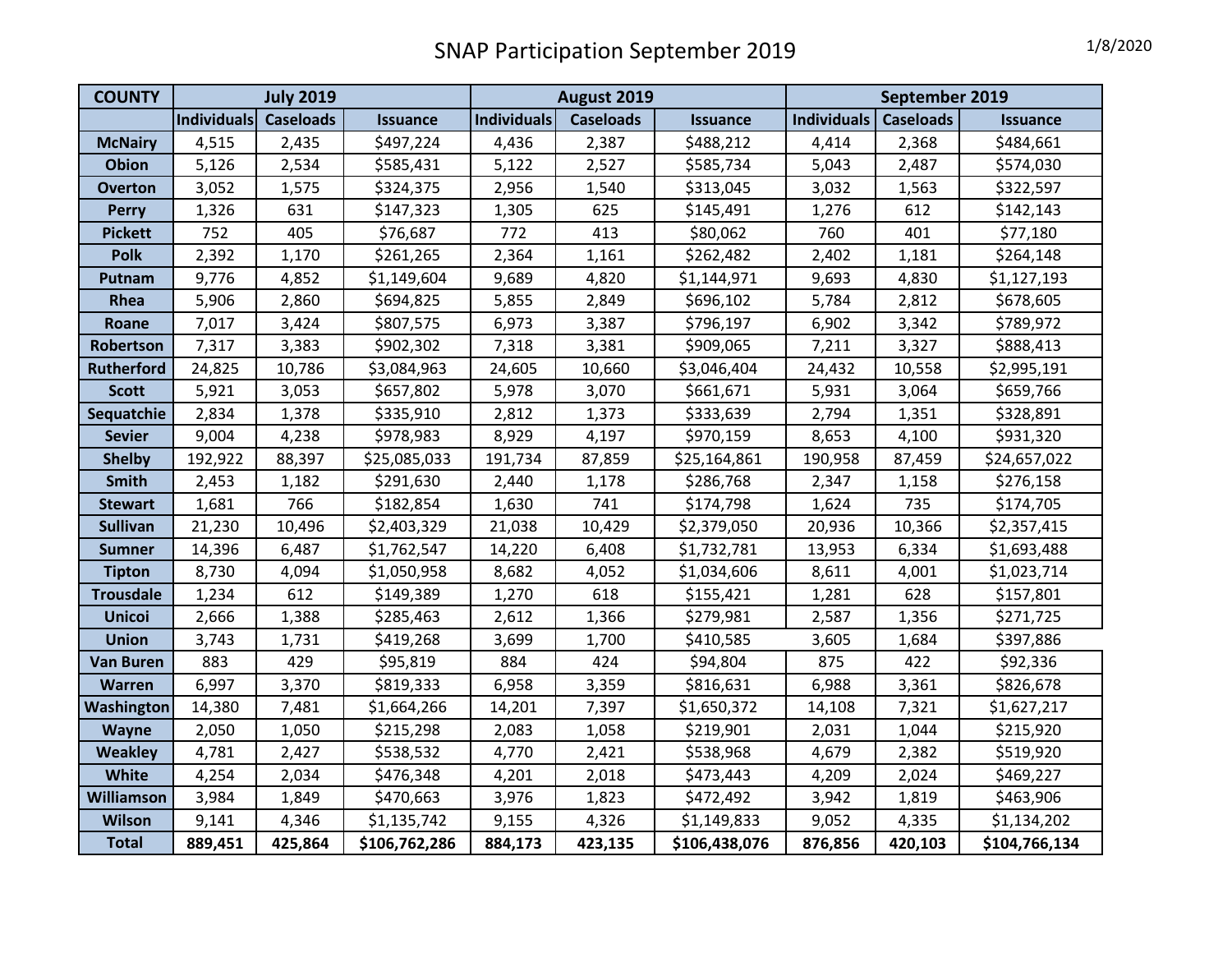# SNAP Participation September 2019

1/8/2020

| COUNTY | July 2019 | | | August 2019 | | | September 2019 | | |
|---|---|---|---|---|---|---|---|---|---|
| | Individuals | Caseloads | Issuance | Individuals | Caseloads | Issuance | Individuals | Caseloads | Issuance |
| McNairy | 4,515 | 2,435 | $497,224 | 4,436 | 2,387 | $488,212 | 4,414 | 2,368 | $484,661 |
| Obion | 5,126 | 2,534 | $585,431 | 5,122 | 2,527 | $585,734 | 5,043 | 2,487 | $574,030 |
| Overton | 3,052 | 1,575 | $324,375 | 2,956 | 1,540 | $313,045 | 3,032 | 1,563 | $322,597 |
| Perry | 1,326 | 631 | $147,323 | 1,305 | 625 | $145,491 | 1,276 | 612 | $142,143 |
| Pickett | 752 | 405 | $76,687 | 772 | 413 | $80,062 | 760 | 401 | $77,180 |
| Polk | 2,392 | 1,170 | $261,265 | 2,364 | 1,161 | $262,482 | 2,402 | 1,181 | $264,148 |
| Putnam | 9,776 | 4,852 | $1,149,604 | 9,689 | 4,820 | $1,144,971 | 9,693 | 4,830 | $1,127,193 |
| Rhea | 5,906 | 2,860 | $694,825 | 5,855 | 2,849 | $696,102 | 5,784 | 2,812 | $678,605 |
| Roane | 7,017 | 3,424 | $807,575 | 6,973 | 3,387 | $796,197 | 6,902 | 3,342 | $789,972 |
| Robertson | 7,317 | 3,383 | $902,302 | 7,318 | 3,381 | $909,065 | 7,211 | 3,327 | $888,413 |
| Rutherford | 24,825 | 10,786 | $3,084,963 | 24,605 | 10,660 | $3,046,404 | 24,432 | 10,558 | $2,995,191 |
| Scott | 5,921 | 3,053 | $657,802 | 5,978 | 3,070 | $661,671 | 5,931 | 3,064 | $659,766 |
| Sequatchie | 2,834 | 1,378 | $335,910 | 2,812 | 1,373 | $333,639 | 2,794 | 1,351 | $328,891 |
| Sevier | 9,004 | 4,238 | $978,983 | 8,929 | 4,197 | $970,159 | 8,653 | 4,100 | $931,320 |
| Shelby | 192,922 | 88,397 | $25,085,033 | 191,734 | 87,859 | $25,164,861 | 190,958 | 87,459 | $24,657,022 |
| Smith | 2,453 | 1,182 | $291,630 | 2,440 | 1,178 | $286,768 | 2,347 | 1,158 | $276,158 |
| Stewart | 1,681 | 766 | $182,854 | 1,630 | 741 | $174,798 | 1,624 | 735 | $174,705 |
| Sullivan | 21,230 | 10,496 | $2,403,329 | 21,038 | 10,429 | $2,379,050 | 20,936 | 10,366 | $2,357,415 |
| Sumner | 14,396 | 6,487 | $1,762,547 | 14,220 | 6,408 | $1,732,781 | 13,953 | 6,334 | $1,693,488 |
| Tipton | 8,730 | 4,094 | $1,050,958 | 8,682 | 4,052 | $1,034,606 | 8,611 | 4,001 | $1,023,714 |
| Trousdale | 1,234 | 612 | $149,389 | 1,270 | 618 | $155,421 | 1,281 | 628 | $157,801 |
| Unicoi | 2,666 | 1,388 | $285,463 | 2,612 | 1,366 | $279,981 | 2,587 | 1,356 | $271,725 |
| Union | 3,743 | 1,731 | $419,268 | 3,699 | 1,700 | $410,585 | 3,605 | 1,684 | $397,886 |
| Van Buren | 883 | 429 | $95,819 | 884 | 424 | $94,804 | 875 | 422 | $92,336 |
| Warren | 6,997 | 3,370 | $819,333 | 6,958 | 3,359 | $816,631 | 6,988 | 3,361 | $826,678 |
| Washington | 14,380 | 7,481 | $1,664,266 | 14,201 | 7,397 | $1,650,372 | 14,108 | 7,321 | $1,627,217 |
| Wayne | 2,050 | 1,050 | $215,298 | 2,083 | 1,058 | $219,901 | 2,031 | 1,044 | $215,920 |
| Weakley | 4,781 | 2,427 | $538,532 | 4,770 | 2,421 | $538,968 | 4,679 | 2,382 | $519,920 |
| White | 4,254 | 2,034 | $476,348 | 4,201 | 2,018 | $473,443 | 4,209 | 2,024 | $469,227 |
| Williamson | 3,984 | 1,849 | $470,663 | 3,976 | 1,823 | $472,492 | 3,942 | 1,819 | $463,906 |
| Wilson | 9,141 | 4,346 | $1,135,742 | 9,155 | 4,326 | $1,149,833 | 9,052 | 4,335 | $1,134,202 |
| **Total** | **889,451** | **425,864** | **$106,762,286** | **884,173** | **423,135** | **$106,438,076** | **876,856** | **420,103** | **$104,766,134** |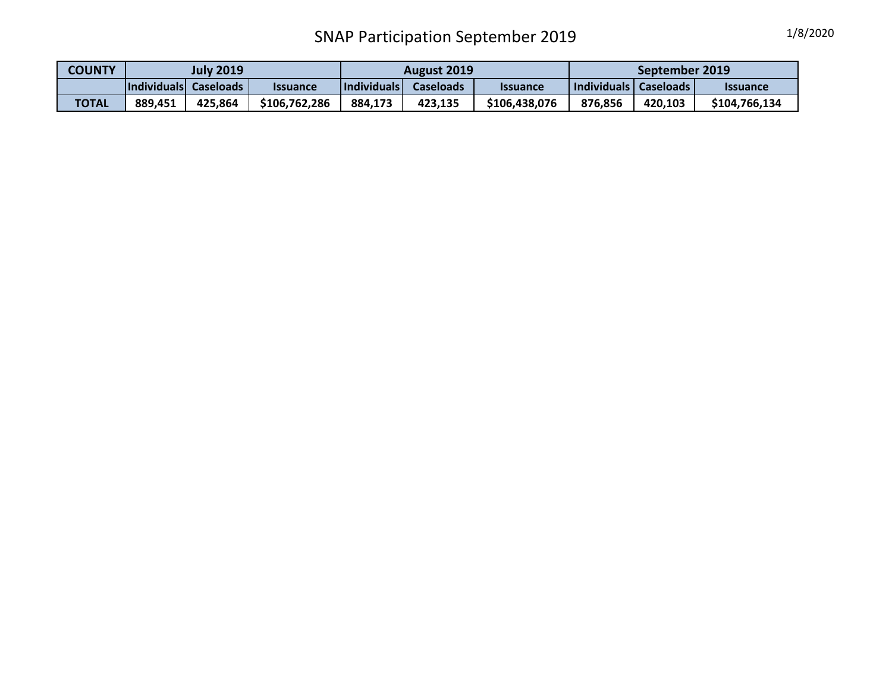# SNAP Participation September 2019

1/8/2020

| COUNTY | July 2019 | | | August 2019 | | | September 2019 | | |
|---|---|---|---|---|---|---|---|---|---|
| | Individuals | Caseloads | Issuance | Individuals | Caseloads | Issuance | Individuals | Caseloads | Issuance |
| TOTAL | 889,451 | 425,864 | $106,762,286 | 884,173 | 423,135 | $106,438,076 | 876,856 | 420,103 | $104,766,134 |